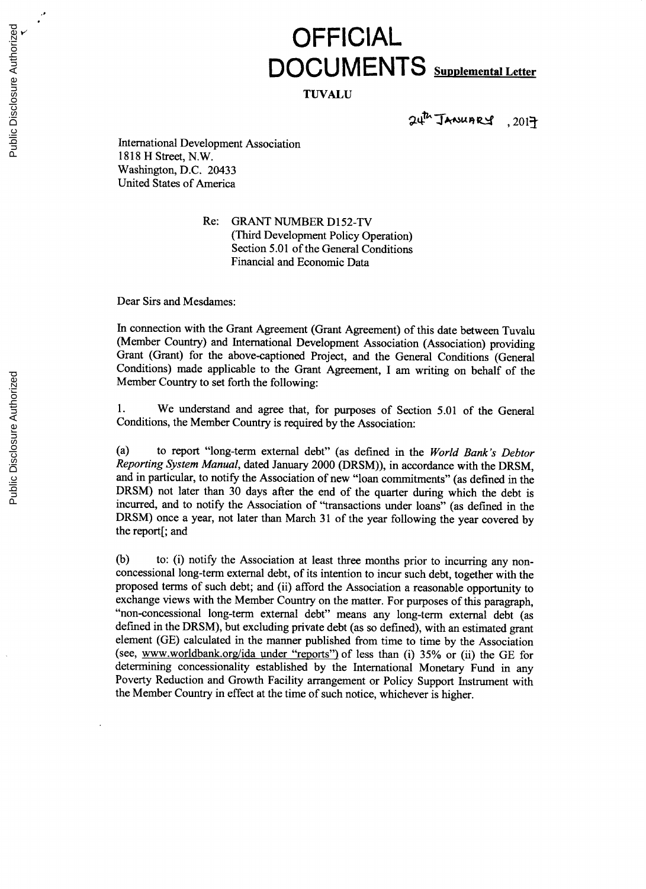# OFFICIAL DOCUMENTS

**Supplemental Letter**

**TUVALU**

24th January , 2017

International Development Association
1818 H Street, N.W.
Washington, D.C. 20433
United States of America

Re: GRANT NUMBER D152-TV
(Third Development Policy Operation)
Section 5.01 of the General Conditions
Financial and Economic Data

Dear Sirs and Mesdames:

In connection with the Grant Agreement (Grant Agreement) of this date between Tuvalu (Member Country) and International Development Association (Association) providing Grant (Grant) for the above-captioned Project, and the General Conditions (General Conditions) made applicable to the Grant Agreement, I am writing on behalf of the Member Country to set forth the following:

1. We understand and agree that, for purposes of Section 5.01 of the General Conditions, the Member Country is required by the Association:

(a) to report "long-term external debt" (as defined in the *World Bank's Debtor Reporting System Manual*, dated January 2000 (DRSM)), in accordance with the DRSM, and in particular, to notify the Association of new "loan commitments" (as defined in the DRSM) not later than 30 days after the end of the quarter during which the debt is incurred, and to notify the Association of "transactions under loans" (as defined in the DRSM) once a year, not later than March 31 of the year following the year covered by the report[; and

(b) to: (i) notify the Association at least three months prior to incurring any non-concessional long-term external debt, of its intention to incur such debt, together with the proposed terms of such debt; and (ii) afford the Association a reasonable opportunity to exchange views with the Member Country on the matter. For purposes of this paragraph, "non-concessional long-term external debt" means any long-term external debt (as defined in the DRSM), but excluding private debt (as so defined), with an estimated grant element (GE) calculated in the manner published from time to time by the Association (see, www.worldbank.org/ida under "reports") of less than (i) 35% or (ii) the GE for determining concessionality established by the International Monetary Fund in any Poverty Reduction and Growth Facility arrangement or Policy Support Instrument with the Member Country in effect at the time of such notice, whichever is higher.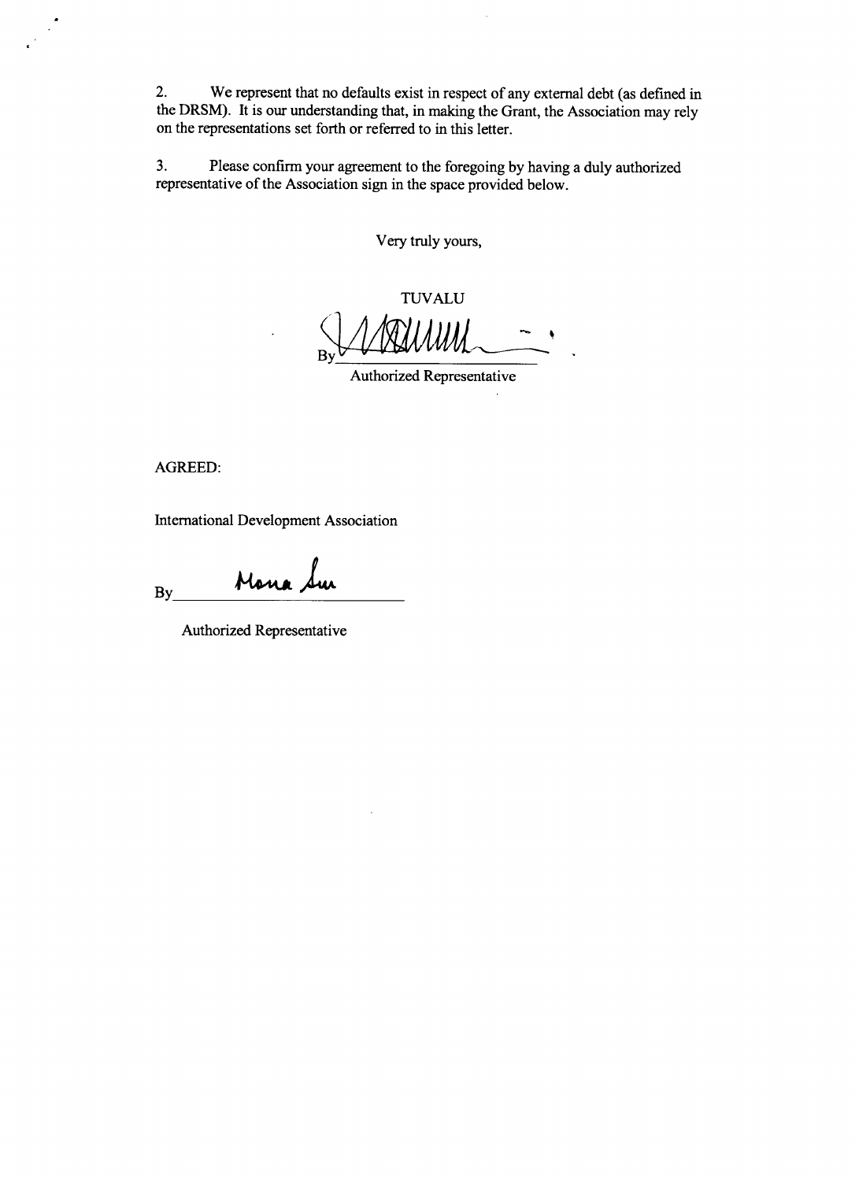2. We represent that no defaults exist in respect of any external debt (as defined in the DRSM). It is our understanding that, in making the Grant, the Association may rely on the representations set forth or referred to in this letter.

3. Please confirm your agreement to the foregoing by having a duly authorized representative of the Association sign in the space provided below.

Very truly yours,

TUVALU

By ______________________

Authorized Representative

AGREED:

International Development Association

By ______________________

Authorized Representative